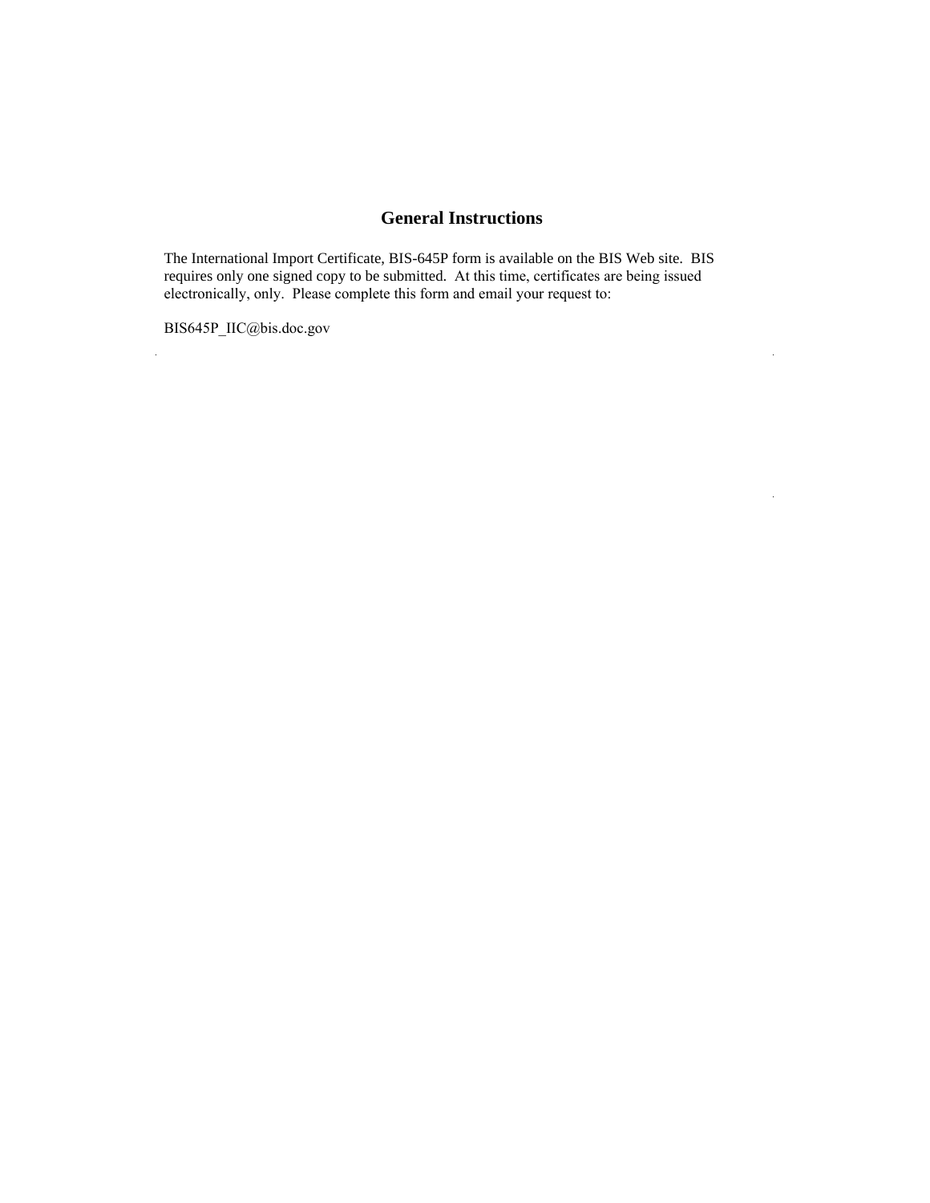# General Instructions

The International Import Certificate, BIS-645P form is available on the BIS Web site. BIS requires only one signed copy to be submitted. At this time, certificates are being issued electronically, only. Please complete this form and email your request to:

BIS645P_IIC@bis.doc.gov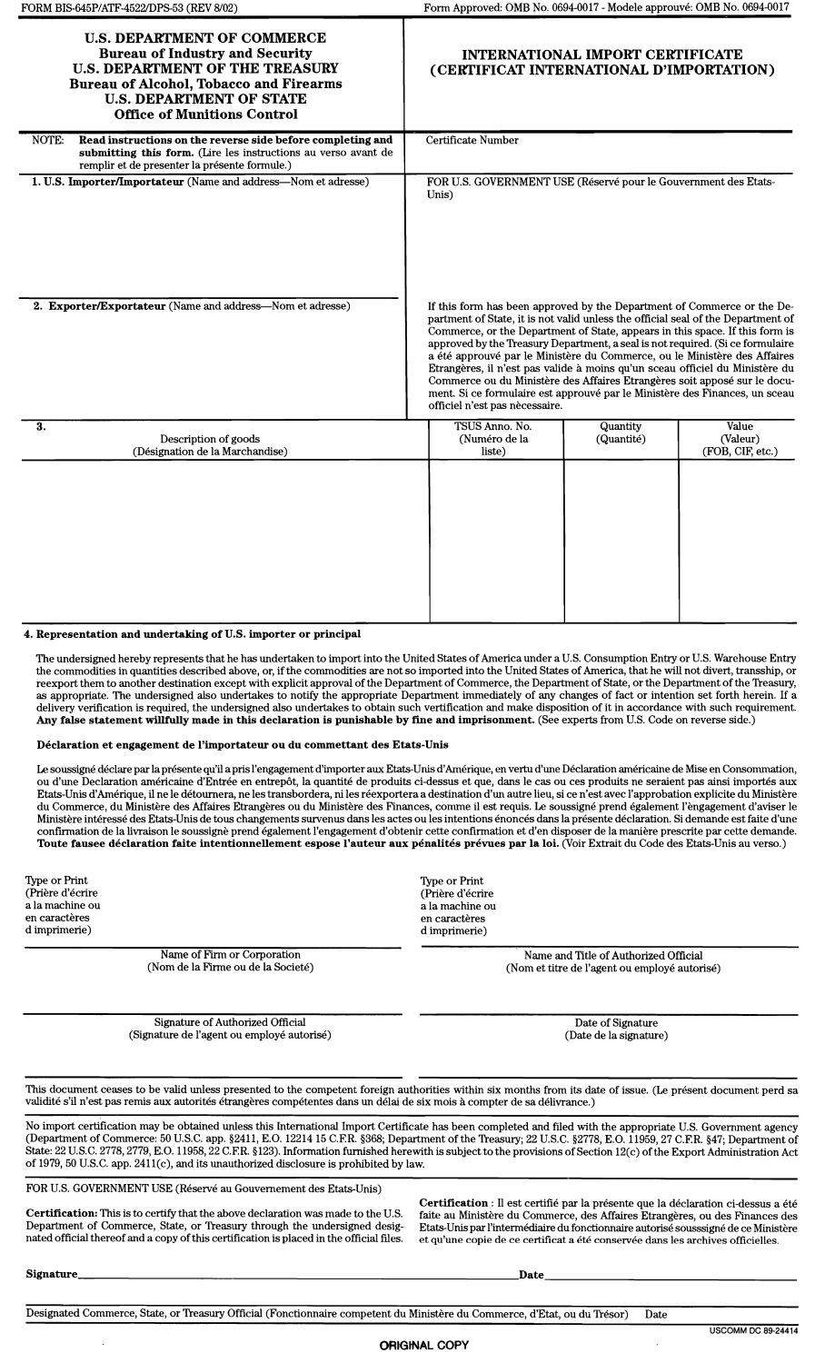FORM BIS-645P/ATF-4522/DPS-53 (REV 8/02)

Form Approved: OMB No. 0694-0017 - Modele approuvé: OMB No. 0694-0017

**U.S. DEPARTMENT OF COMMERCE**
**Bureau of Industry and Security**
**U.S. DEPARTMENT OF THE TREASURY**
**Bureau of Alcohol, Tobacco and Firearms**
**U.S. DEPARTMENT OF STATE**
**Office of Munitions Control**

# INTERNATIONAL IMPORT CERTIFICATE (CERTIFICAT INTERNATIONAL D'IMPORTATION)

NOTE: **Read instructions on the reverse side before completing and submitting this form.** (Lire les instructions au verso avant de remplir et de presenter la présente formule.)

Certificate Number

**1. U.S. Importer/Importateur** (Name and address—Nom et adresse)

FOR U.S. GOVERNMENT USE (Réservé pour le Gouvernment des Etats-Unis)

**2. Exporter/Exportateur** (Name and address—Nom et adresse)

If this form has been approved by the Department of Commerce or the Department of State, it is not valid unless the official seal of the Department of Commerce, or the Department of State, appears in this space. If this form is approved by the Treasury Department, a seal is not required. (Si ce formulaire a été approuvé par le Ministère du Commerce, ou le Ministère des Affaires Etrangères, il n'est pas valide à moins qu'un sceau officiel du Ministère du Commerce ou du Ministère des Affaires Etrangères soit apposé sur le document. Si ce formulaire est approuvé par le Ministère des Finances, un sceau officiel n'est pas nècessaire.

| 3. Description of goods (Désignation de la Marchandise) | TSUS Anno. No. (Numéro de la liste) | Quantity (Quantité) | Value (Valeur) (FOB, CIF, etc.) |
|---|---|---|---|
| | | | |

**4. Representation and undertaking of U.S. importer or principal**

The undersigned hereby represents that he has undertaken to import into the United States of America under a U.S. Consumption Entry or U.S. Warehouse Entry the commodities in quantities described above, or, if the commodities are not so imported into the United States of America, that he will not divert, transship, or reexport them to another destination except with explicit approval of the Department of Commerce, the Department of State, or the Department of the Treasury, as appropriate. The undersigned also undertakes to notify the appropriate Department immediately of any changes of fact or intention set forth herein. If a delivery verification is required, the undersigned also undertakes to obtain such verification and make disposition of it in accordance with such requirement. **Any false statement willfully made in this declaration is punishable by fine and imprisonment.** (See experts from U.S. Code on reverse side.)

**Déclaration et engagement de l'importateur ou du commettant des Etats-Unis**

Le soussigné déclare par la présente qu'il a pris l'engagement d'importer aux Etats-Unis d'Amérique, en vertu d'une Déclaration américaine de Mise en Consommation, ou d'une Declaration américaine d'Entrée en entrepôt, la quantité de produits ci-dessus et que, dans le cas ou ces produits ne seraient pas ainsi importés aux Etats-Unis d'Amérique, il ne le détournera, ne les transbordera, ni les réexportera a destination d'un autre lieu, si ce n'est avec l'approbation explicite du Ministère du Commerce, du Ministère des Affaires Etrangères ou du Ministère des Finances, comme il est requis. Le soussigné prend également l'ėngagement d'aviser le Ministère intéressé des Etats-Unis de tous changements survenus dans les actes ou les intentions énoncés dans la présente déclaration. Si demande est faite d'une confirmation de la livraison le soussignė prend également l'engagement d'obtenir cette confirmation et d'en disposer de la manière prescrite par cette demande. **Toute fausee déclaration faite intentionnellement espose l'auteur aux pénalités prévues par la loi.** (Voir Extrait du Code des Etats-Unis au verso.)

Type or Print (Prière d'écrire a la machine ou en caractères d imprimerie)

Name of Firm or Corporation (Nom de la Firme ou de la Société)

Type or Print (Prière d'écrire a la machine ou en caractères d imprimerie)

Name and Title of Authorized Official (Nom et titre de l'agent ou employé autorisé)

Signature of Authorized Official (Signature de l'agent ou employé autorisé)

Date of Signature (Date de la signature)

This document ceases to be valid unless presented to the competent foreign authorities within six months from its date of issue. (Le présent document perd sa validité s'il n'est pas remis aux autorités étrangères compétentes dans un délai de six mois à compter de sa délivrance.)

No import certification may be obtained unless this International Import Certificate has been completed and filed with the appropriate U.S. Government agency (Department of Commerce: 50 U.S.C. app. §2411, E.O. 12214 15 C.F.R. §368; Department of the Treasury; 22 U.S.C. §2778, E.O. 11959, 27 C.F.R. §47; Department of State: 22 U.S.C. 2778, 2779, E.O. 11958, 22 C.F.R. §123). Information furnished herewith is subject to the provisions of Section 12(c) of the Export Administration Act of 1979, 50 U.S.C. app. 2411(c), and its unauthorized disclosure is prohibited by law.

FOR U.S. GOVERNMENT USE (Réservé au Gouvernement des Etats-Unis)

**Certification:** This is to certify that the above declaration was made to the U.S. Department of Commerce, State, or Treasury through the undersigned designated official thereof and a copy of this certification is placed in the official files.

**Certification** : Il est certifié par la présente que la déclaration ci-dessus a été faite au Ministère du Commerce, des Affaires Etrangères, ou des Finances des Etats-Unis par l'intermédiaire du fonctionnaire autorisé sousssigné de ce Ministère et qu'une copie de ce certificat a été conservée dans les archives officielles.

**Signature**\_\_\_\_\_\_\_\_\_\_ **Date**\_\_\_\_\_\_\_\_\_\_

Designated Commerce, State, or Treasury Official (Fonctionnaire competent du Ministère du Commerce, d'Etat, ou du Trésor) Date

USCOMM DC 89-24414

**ORIGINAL COPY**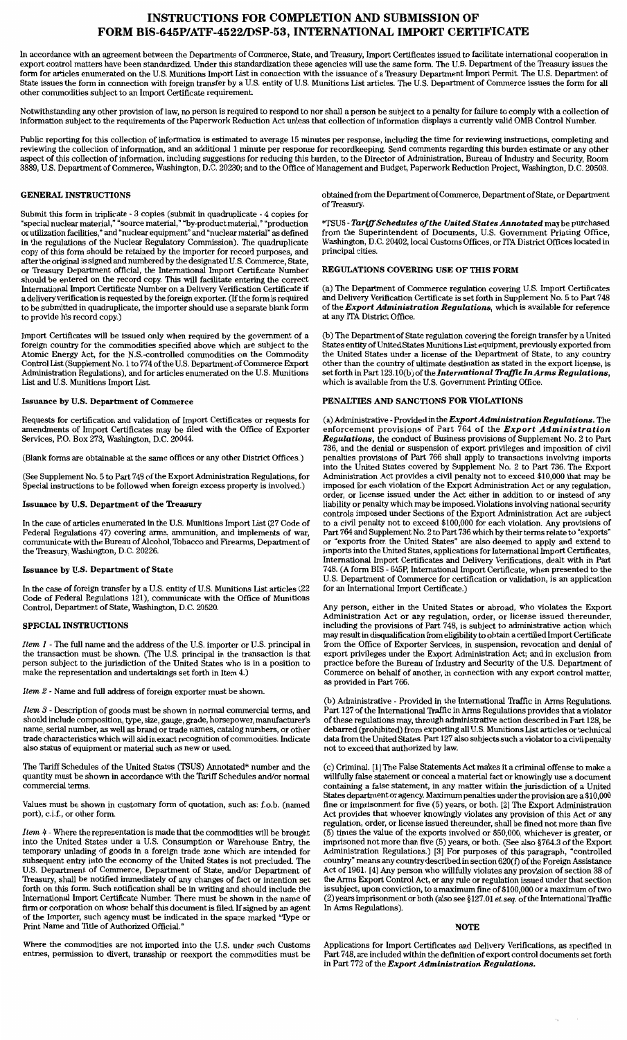# INSTRUCTIONS FOR COMPLETION AND SUBMISSION OF FORM BIS-645P/ATF-4522/DSP-53, INTERNATIONAL IMPORT CERTIFICATE

In accordance with an agreement between the Departments of Commerce, State, and Treasury, Import Certificates issued to facilitate international cooperation in export control matters have been standardized. Under this standardization these agencies will use the same form. The U.S. Department of the Treasury issues the form for articles enumerated on the U.S. Munitions Import List in connection with the issuance of a Treasury Department Import Permit. The U.S. Department of State issues the form in connection with foreign transfer by a U.S. entity of U.S. Munitions List articles. The U.S. Department of Commerce issues the form for all other commodities subject to an Import Certificate requirement.

Notwithstanding any other provision of law, no person is required to respond to nor shall a person be subject to a penalty for failure to comply with a collection of information subject to the requirements of the Paperwork Reduction Act unless that collection of information displays a currently valid OMB Control Number.

Public reporting for this collection of information is estimated to average 15 minutes per response, including the time for reviewing instructions, completing and reviewing the collection of information, and an additional 1 minute per response for recordkeeping. Send comments regarding this burden estimate or any other aspect of this collection of information, including suggestions for reducing this burden, to the Director of Administration, Bureau of Industry and Security, Room 3889, U.S. Department of Commerce, Washington, D.C. 20230; and to the Office of Management and Budget, Paperwork Reduction Project, Washington, D.C. 20503.

## GENERAL INSTRUCTIONS

Submit this form in triplicate - 3 copies (submit in quadruplicate - 4 copies for "special nuclear material," "source material," "by-product material," "production or utilization facilities," and "nuclear equipment" and "nuclear material" as defined in the regulations of the Nuclear Regulatory Commission). The quadruplicate copy of this form should be retained by the importer for record purposes, and after the original is signed and numbered by the designated U.S. Commerce, State, or Treasury Department official, the International Import Certificate Number should be entered on the record copy. This will facilitate entering the correct International Import Certificate Number on a Delivery Verification Certificate if a delivery verification is requested by the foreign exporter. (If the form is required to be submitted in quadruplicate, the importer should use a separate blank form to provide his record copy.)

Import Certificates will be issued only when required by the government of a foreign country for the commodities specified above which are subject to the Atomic Energy Act, for the N.S.-controlled commodities on the Commodity Control List (Supplement No. 1 to 774 of the U.S. Department of Commerce Export Administration Regulations), and for articles enumerated on the U.S. Munitions List and U.S. Munitions Import List.

### Issuance by U.S. Department of Commerce

Requests for certification and validation of Import Certificates or requests for amendments of Import Certificates may be filed with the Office of Exporter Services, P.O. Box 273, Washington, D.C. 20044.

(Blank forms are obtainable at the same offices or any other District Offices.)

(See Supplement No. 5 to Part 748 of the Export Administration Regulations, for Special instructions to be followed when foreign excess property is involved.)

### Issuance by U.S. Department of the Treasury

In the case of articles enumerated in the U.S. Munitions Import List (27 Code of Federal Regulations 47) covering arms, ammunition, and implements of war, communicate with the Bureau of Alcohol, Tobacco and Firearms, Department of the Treasury, Washington, D.C. 20226.

### Issuance by U.S. Department of State

In the case of foreign transfer by a U.S. entity of U.S. Munitions List articles (22 Code of Federal Regulations 121), communicate with the Office of Munitions Control, Department of State, Washington, D.C. 20520.

## SPECIAL INSTRUCTIONS

*Item 1* - The full name and the address of the U.S. importer or U.S. principal in the transaction must be shown. (The U.S. principal in the transaction is that person subject to the jurisdiction of the United States who is in a position to make the representation and undertakings set forth in Item 4.)

*Item 2* - Name and full address of foreign exporter must be shown.

*Item 3* - Description of goods must be shown in normal commercial terms, and should include composition, type, size, gauge, grade, horsepower, manufacturer's name, serial number, as well as brand or trade names, catalog numbers, or other trade characteristics which will aid in exact recognition of commodities. Indicate also status of equipment or material such as new or used.

The Tariff Schedules of the United States (TSUS) Annotated* number and the quantity must be shown in accordance with the Tariff Schedules and/or normal commercial terms.

Values must be shown in customary form of quotation, such as: f.o.b. (named port), c.i.f., or other form.

*Item 4* - Where the representation is made that the commodities will be brought into the United States under a U.S. Consumption or Warehouse Entry, the temporary unlading of goods in a foreign trade zone which are intended for subsequent entry into the economy of the United States is not precluded. The U.S. Department of Commerce, Department of State, and/or Department of Treasury, shall be notified immediately of any changes of fact or intention set forth on this form. Such notification shall be in writing and should include the International Import Certificate Number. There must be shown in the name of firm or corporation on whose behalf this document is filed. If signed by an agent of the Importer, such agency must be indicated in the space marked "Type or Print Name and Title of Authorized Official."

Where the commodities are not imported into the U.S. under such Customs entries, permission to divert, transship or reexport the commodities must be obtained from the Department of Commerce, Department of State, or Department of Treasury.

*TSUS - ***Tariff Schedules of the United States Annotated*** may be purchased from the Superintendent of Documents, U.S. Government Printing Office, Washington, D.C. 20402, local Customs Offices, or ITA District Offices located in principal cities.

## REGULATIONS COVERING USE OF THIS FORM

(a) The Department of Commerce regulation covering U.S. Import Certificates and Delivery Verification Certificate is set forth in Supplement No. 5 to Part 748 of the ***Export Administration Regulations***, which is available for reference at any ITA District Office.

(b) The Department of State regulation covering the foreign transfer by a United States entity of United States Munitions List equipment, previously exported from the United States under a license of the Department of State, to any country other than the country of ultimate destination as stated in the export license, is set forth in Part 123.10(b) of the ***International Traffic In Arms Regulations***, which is available from the U.S. Government Printing Office.

## PENALTIES AND SANCTIONS FOR VIOLATIONS

(a) Administrative - Provided in the ***Export Administration Regulations***. The enforcement provisions of Part 764 of the ***Export Administration Regulations***, the conduct of Business provisions of Supplement No. 2 to Part 736, and the denial or suspension of export privileges and imposition of civil penalties provisions of Part 766 shall apply to transactions involving imports into the United States covered by Supplement No. 2 to Part 736. The Export Administration Act provides a civil penalty not to exceed $10,000 that may be imposed for each violation of the Export Administration Act or any regulation, order, or license issued under the Act either in addition to or instead of any liability or penalty which may be imposed. Violations involving national security controls imposed under Sections of the Export Administration Act are subject to a civil penalty not to exceed $100,000 for each violation. Any provisions of Part 764 and Supplement No. 2 to Part 736 which by their terms relate to "exports" or "exports from the United States" are also deemed to apply and extend to imports into the United States, applications for International Import Certificates, International Import Certificates and Delivery Verifications, dealt with in Part 748. (A form BIS - 645P, International Import Certificate, when presented to the U.S. Department of Commerce for certification or validation, is an application for an International Import Certificate.)

Any person, either in the United States or abroad, who violates the Export Administration Act or any regulation, order, or license issued thereunder, including the provisions of Part 748, is subject to administrative action which may result in disqualification from eligibility to obtain a certified Import Certificate from the Office of Exporter Services, in suspension, revocation and denial of export privileges under the Export Administration Act; and in exclusion from practice before the Bureau of Industry and Security of the U.S. Department of Commerce on behalf of another, in connection with any export control matter, as provided in Part 766.

(b) Administrative - Provided in the International Traffic in Arms Regulations. Part 127 of the International Traffic in Arms Regulations provides that a violator of these regulations may, through administrative action described in Part 128, be debarred (prohibited) from exporting all U.S. Munitions List articles or technical data from the United States. Part 127 also subjects such a violator to a civil penalty not to exceed that authorized by law.

(c) Criminal. [1] The False Statements Act makes it a criminal offense to make a willfully false statement or conceal a material fact or knowingly use a document containing a false statement, in any matter within the jurisdiction of a United States department or agency. Maximum penalties under the provision are a $10,000 fine or imprisonment for five (5) years, or both. [2] The Export Administration Act provides that whoever knowingly violates any provision of this Act or any regulation, order, or license issued thereunder, shall be fined not more than five (5) times the value of the exports involved or $50,000, whichever is greater, or imprisoned not more than five (5) years, or both. (See also §764.3 of the Export Administration Regulations.) [3] For purposes of this paragraph, "controlled country" means any country described in section 620(f) of the Foreign Assistance Act of 1961. [4] Any person who willfully violates any provision of section 38 of the Arms Export Control Act, or any rule or regulation issued under that section is subject, upon conviction, to a maximum fine of $100,000 or a maximum of two (2) years imprisonment or both (also see §127.01 *et.seq.* of the International Traffic In Arms Regulations).

## NOTE

Applications for Import Certificates and Delivery Verifications, as specified in Part 748, are included within the definition of export control documents set forth in Part 772 of the ***Export Administration Regulations.***